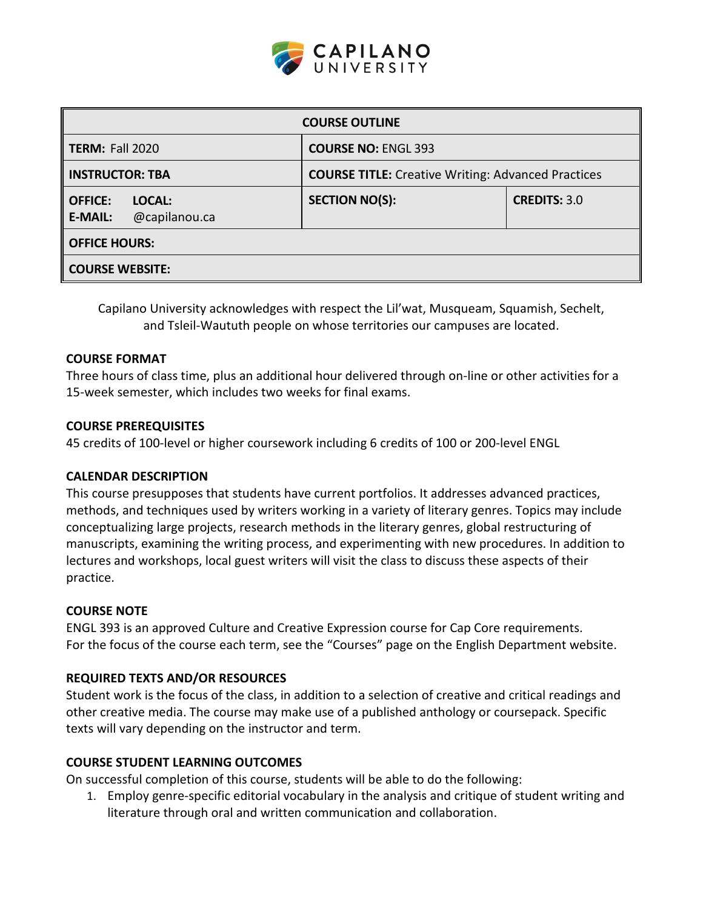| COURSE OUTLINE | | |
|---|---|---|
| **TERM:** Fall 2020 | **COURSE NO:** ENGL 393 | |
| **INSTRUCTOR: TBA** | **COURSE TITLE:** Creative Writing: Advanced Practices | |
| **OFFICE: LOCAL:** **E-MAIL:** @capilanou.ca | **SECTION NO(S):** | **CREDITS:** 3.0 |
| **OFFICE HOURS:** | | |
| **COURSE WEBSITE:** | | |

Capilano University acknowledges with respect the Lil'wat, Musqueam, Squamish, Sechelt, and Tsleil-Waututh people on whose territories our campuses are located.

### COURSE FORMAT

Three hours of class time, plus an additional hour delivered through on-line or other activities for a 15-week semester, which includes two weeks for final exams.

### COURSE PREREQUISITES

45 credits of 100-level or higher coursework including 6 credits of 100 or 200-level ENGL

### CALENDAR DESCRIPTION

This course presupposes that students have current portfolios. It addresses advanced practices, methods, and techniques used by writers working in a variety of literary genres. Topics may include conceptualizing large projects, research methods in the literary genres, global restructuring of manuscripts, examining the writing process, and experimenting with new procedures. In addition to lectures and workshops, local guest writers will visit the class to discuss these aspects of their practice.

### COURSE NOTE

ENGL 393 is an approved Culture and Creative Expression course for Cap Core requirements.
For the focus of the course each term, see the "Courses" page on the English Department website.

### REQUIRED TEXTS AND/OR RESOURCES

Student work is the focus of the class, in addition to a selection of creative and critical readings and other creative media. The course may make use of a published anthology or coursepack. Specific texts will vary depending on the instructor and term.

### COURSE STUDENT LEARNING OUTCOMES

On successful completion of this course, students will be able to do the following:

1. Employ genre-specific editorial vocabulary in the analysis and critique of student writing and literature through oral and written communication and collaboration.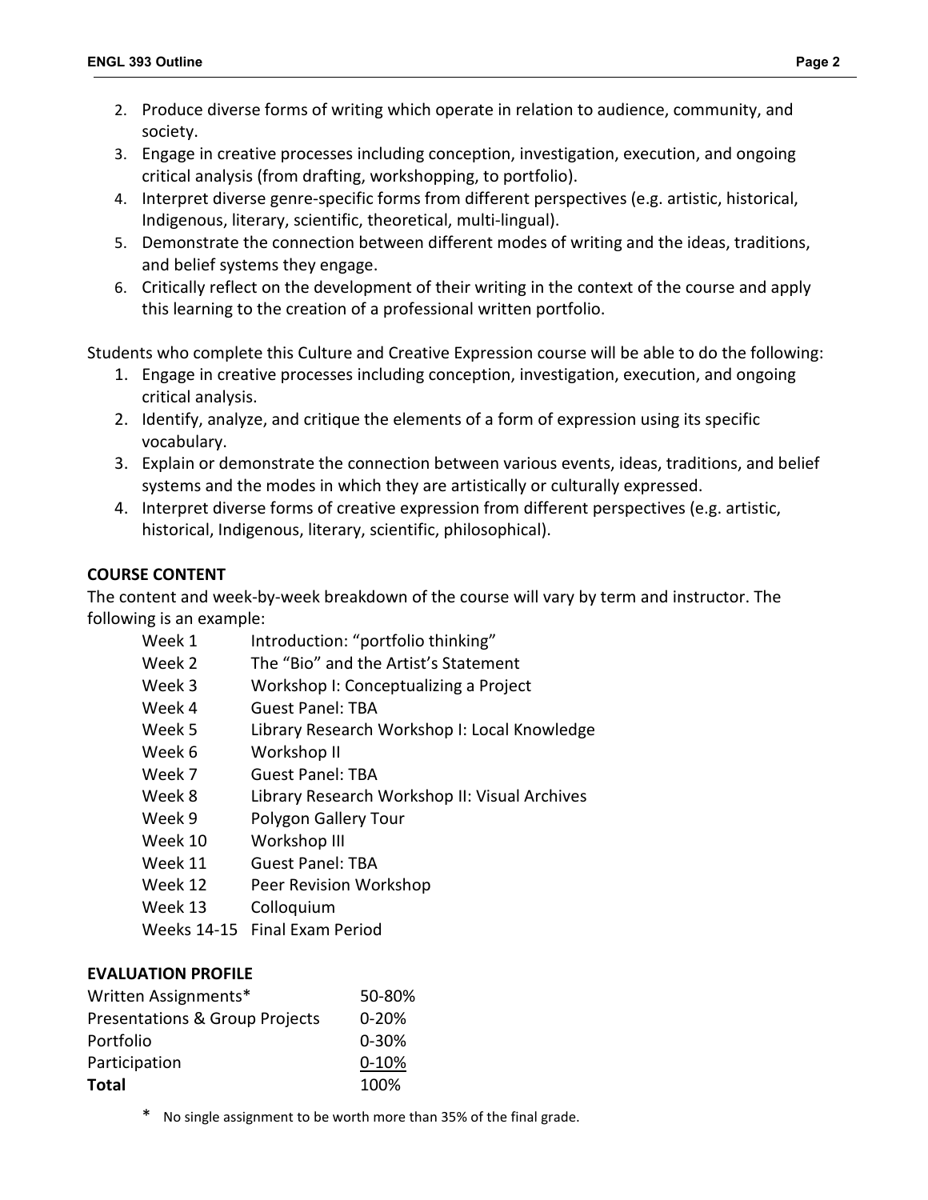2. Produce diverse forms of writing which operate in relation to audience, community, and society.
3. Engage in creative processes including conception, investigation, execution, and ongoing critical analysis (from drafting, workshopping, to portfolio).
4. Interpret diverse genre-specific forms from different perspectives (e.g. artistic, historical, Indigenous, literary, scientific, theoretical, multi-lingual).
5. Demonstrate the connection between different modes of writing and the ideas, traditions, and belief systems they engage.
6. Critically reflect on the development of their writing in the context of the course and apply this learning to the creation of a professional written portfolio.

Students who complete this Culture and Creative Expression course will be able to do the following:

1. Engage in creative processes including conception, investigation, execution, and ongoing critical analysis.
2. Identify, analyze, and critique the elements of a form of expression using its specific vocabulary.
3. Explain or demonstrate the connection between various events, ideas, traditions, and belief systems and the modes in which they are artistically or culturally expressed.
4. Interpret diverse forms of creative expression from different perspectives (e.g. artistic, historical, Indigenous, literary, scientific, philosophical).

## COURSE CONTENT

The content and week-by-week breakdown of the course will vary by term and instructor. The following is an example:

| | |
|---|---|
| Week 1 | Introduction: "portfolio thinking" |
| Week 2 | The "Bio" and the Artist's Statement |
| Week 3 | Workshop I: Conceptualizing a Project |
| Week 4 | Guest Panel: TBA |
| Week 5 | Library Research Workshop I: Local Knowledge |
| Week 6 | Workshop II |
| Week 7 | Guest Panel: TBA |
| Week 8 | Library Research Workshop II: Visual Archives |
| Week 9 | Polygon Gallery Tour |
| Week 10 | Workshop III |
| Week 11 | Guest Panel: TBA |
| Week 12 | Peer Revision Workshop |
| Week 13 | Colloquium |
| Weeks 14-15 | Final Exam Period |

## EVALUATION PROFILE

| | |
|---|---|
| Written Assignments* | 50-80% |
| Presentations & Group Projects | 0-20% |
| Portfolio | 0-30% |
| Participation | 0-10% |
| **Total** | 100% |

\* No single assignment to be worth more than 35% of the final grade.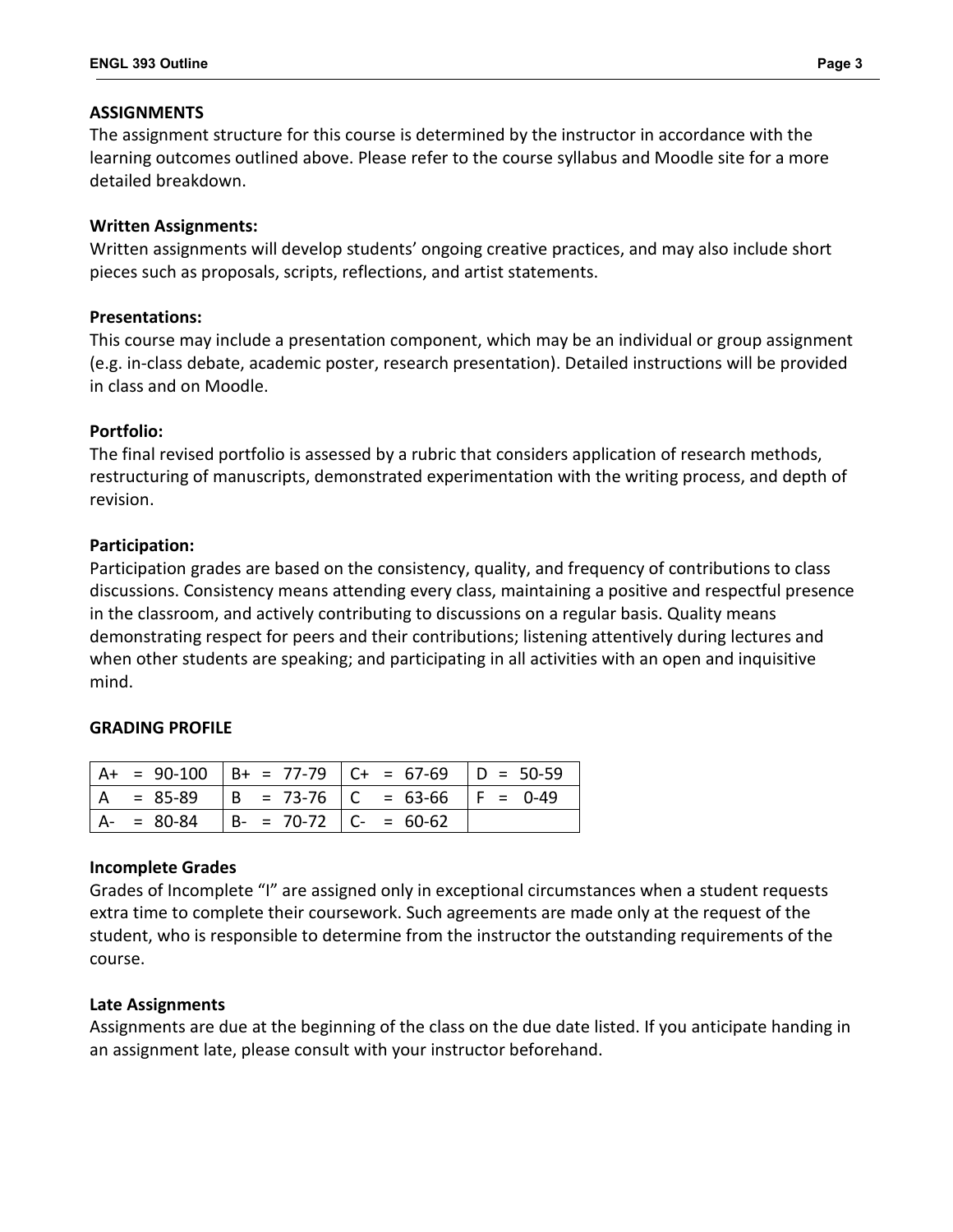## ASSIGNMENTS

The assignment structure for this course is determined by the instructor in accordance with the learning outcomes outlined above. Please refer to the course syllabus and Moodle site for a more detailed breakdown.

### Written Assignments:

Written assignments will develop students' ongoing creative practices, and may also include short pieces such as proposals, scripts, reflections, and artist statements.

### Presentations:

This course may include a presentation component, which may be an individual or group assignment (e.g. in-class debate, academic poster, research presentation). Detailed instructions will be provided in class and on Moodle.

### Portfolio:

The final revised portfolio is assessed by a rubric that considers application of research methods, restructuring of manuscripts, demonstrated experimentation with the writing process, and depth of revision.

### Participation:

Participation grades are based on the consistency, quality, and frequency of contributions to class discussions. Consistency means attending every class, maintaining a positive and respectful presence in the classroom, and actively contributing to discussions on a regular basis. Quality means demonstrating respect for peers and their contributions; listening attentively during lectures and when other students are speaking; and participating in all activities with an open and inquisitive mind.

## GRADING PROFILE

| | | | |
|---|---|---|---|
| A+ = 90-100 | B+ = 77-79 | C+ = 67-69 | D = 50-59 |
| A = 85-89 | B = 73-76 | C = 63-66 | F = 0-49 |
| A- = 80-84 | B- = 70-72 | C- = 60-62 | |

### Incomplete Grades

Grades of Incomplete "I" are assigned only in exceptional circumstances when a student requests extra time to complete their coursework. Such agreements are made only at the request of the student, who is responsible to determine from the instructor the outstanding requirements of the course.

### Late Assignments

Assignments are due at the beginning of the class on the due date listed. If you anticipate handing in an assignment late, please consult with your instructor beforehand.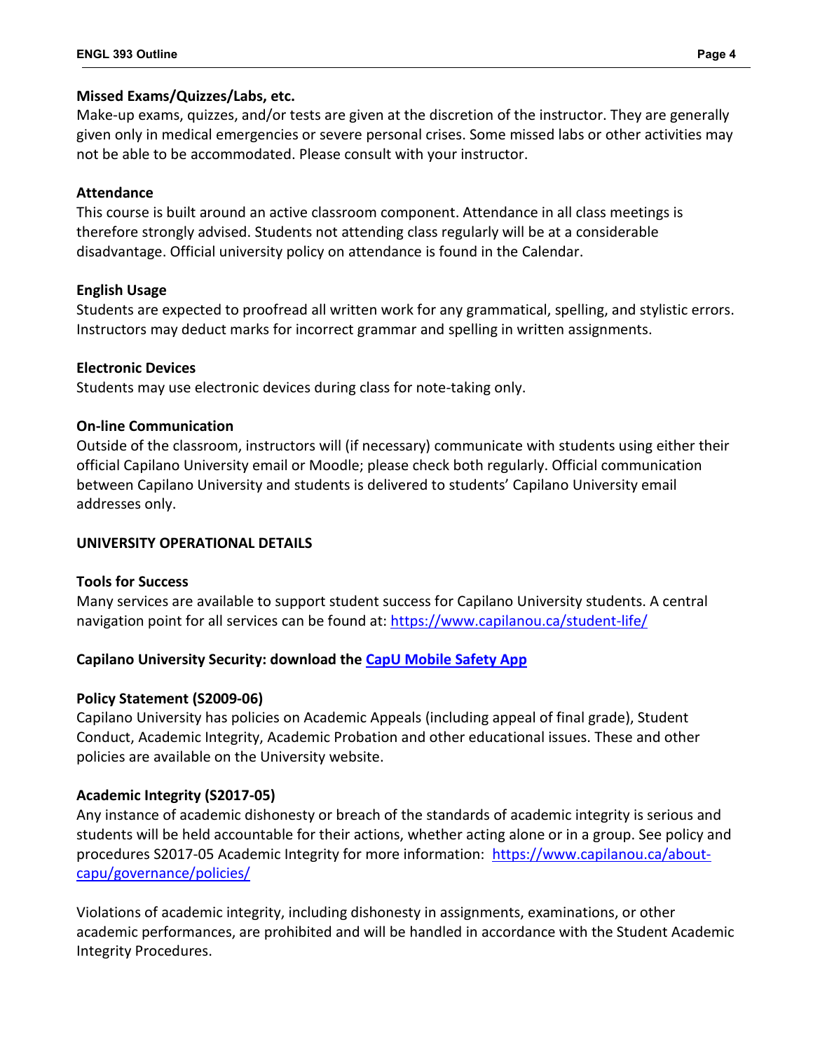**Missed Exams/Quizzes/Labs, etc.**
Make-up exams, quizzes, and/or tests are given at the discretion of the instructor. They are generally given only in medical emergencies or severe personal crises. Some missed labs or other activities may not be able to be accommodated. Please consult with your instructor.

**Attendance**
This course is built around an active classroom component. Attendance in all class meetings is therefore strongly advised. Students not attending class regularly will be at a considerable disadvantage. Official university policy on attendance is found in the Calendar.

**English Usage**
Students are expected to proofread all written work for any grammatical, spelling, and stylistic errors. Instructors may deduct marks for incorrect grammar and spelling in written assignments.

**Electronic Devices**
Students may use electronic devices during class for note-taking only.

**On-line Communication**
Outside of the classroom, instructors will (if necessary) communicate with students using either their official Capilano University email or Moodle; please check both regularly. Official communication between Capilano University and students is delivered to students' Capilano University email addresses only.

## UNIVERSITY OPERATIONAL DETAILS

**Tools for Success**
Many services are available to support student success for Capilano University students. A central navigation point for all services can be found at: https://www.capilanou.ca/student-life/

**Capilano University Security: download the CapU Mobile Safety App**

**Policy Statement (S2009-06)**
Capilano University has policies on Academic Appeals (including appeal of final grade), Student Conduct, Academic Integrity, Academic Probation and other educational issues. These and other policies are available on the University website.

**Academic Integrity (S2017-05)**
Any instance of academic dishonesty or breach of the standards of academic integrity is serious and students will be held accountable for their actions, whether acting alone or in a group. See policy and procedures S2017-05 Academic Integrity for more information: https://www.capilanou.ca/about-capu/governance/policies/

Violations of academic integrity, including dishonesty in assignments, examinations, or other academic performances, are prohibited and will be handled in accordance with the Student Academic Integrity Procedures.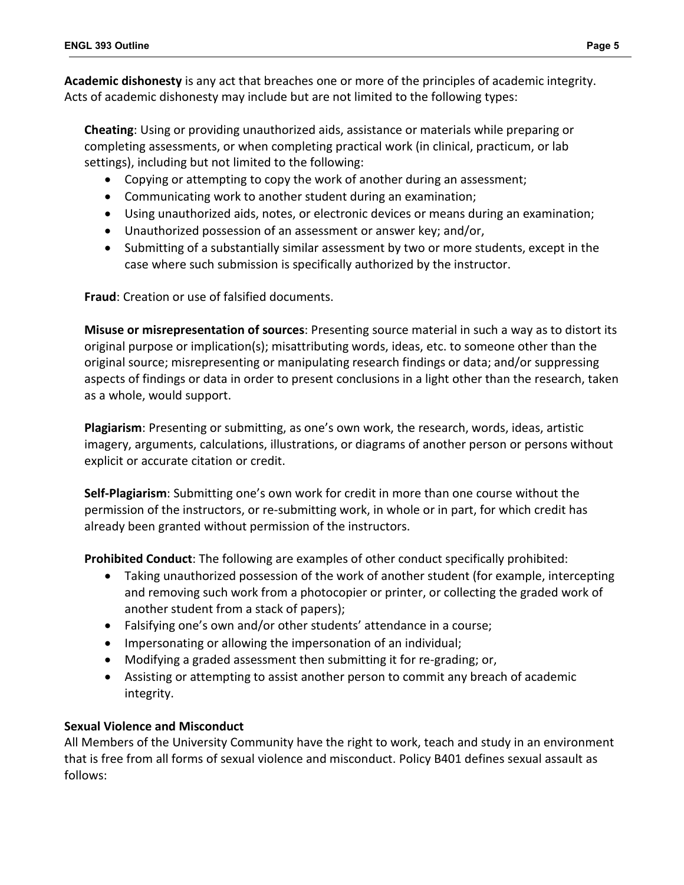**Academic dishonesty** is any act that breaches one or more of the principles of academic integrity. Acts of academic dishonesty may include but are not limited to the following types:

**Cheating**: Using or providing unauthorized aids, assistance or materials while preparing or completing assessments, or when completing practical work (in clinical, practicum, or lab settings), including but not limited to the following:

- Copying or attempting to copy the work of another during an assessment;
- Communicating work to another student during an examination;
- Using unauthorized aids, notes, or electronic devices or means during an examination;
- Unauthorized possession of an assessment or answer key; and/or,
- Submitting of a substantially similar assessment by two or more students, except in the case where such submission is specifically authorized by the instructor.

**Fraud**: Creation or use of falsified documents.

**Misuse or misrepresentation of sources**: Presenting source material in such a way as to distort its original purpose or implication(s); misattributing words, ideas, etc. to someone other than the original source; misrepresenting or manipulating research findings or data; and/or suppressing aspects of findings or data in order to present conclusions in a light other than the research, taken as a whole, would support.

**Plagiarism**: Presenting or submitting, as one's own work, the research, words, ideas, artistic imagery, arguments, calculations, illustrations, or diagrams of another person or persons without explicit or accurate citation or credit.

**Self-Plagiarism**: Submitting one's own work for credit in more than one course without the permission of the instructors, or re-submitting work, in whole or in part, for which credit has already been granted without permission of the instructors.

**Prohibited Conduct**: The following are examples of other conduct specifically prohibited:

- Taking unauthorized possession of the work of another student (for example, intercepting and removing such work from a photocopier or printer, or collecting the graded work of another student from a stack of papers);
- Falsifying one's own and/or other students' attendance in a course;
- Impersonating or allowing the impersonation of an individual;
- Modifying a graded assessment then submitting it for re-grading; or,
- Assisting or attempting to assist another person to commit any breach of academic integrity.

**Sexual Violence and Misconduct**

All Members of the University Community have the right to work, teach and study in an environment that is free from all forms of sexual violence and misconduct. Policy B401 defines sexual assault as follows: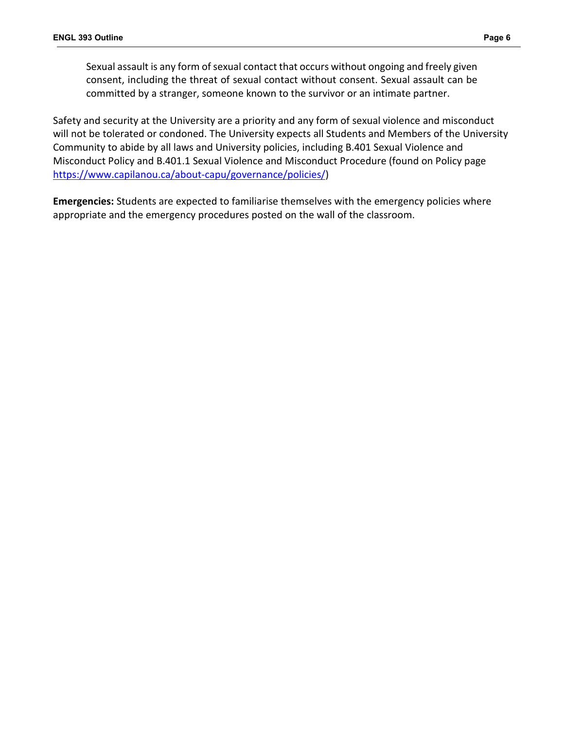> Sexual assault is any form of sexual contact that occurs without ongoing and freely given consent, including the threat of sexual contact without consent. Sexual assault can be committed by a stranger, someone known to the survivor or an intimate partner.

Safety and security at the University are a priority and any form of sexual violence and misconduct will not be tolerated or condoned. The University expects all Students and Members of the University Community to abide by all laws and University policies, including B.401 Sexual Violence and Misconduct Policy and B.401.1 Sexual Violence and Misconduct Procedure (found on Policy page https://www.capilanou.ca/about-capu/governance/policies/)

**Emergencies:** Students are expected to familiarise themselves with the emergency policies where appropriate and the emergency procedures posted on the wall of the classroom.